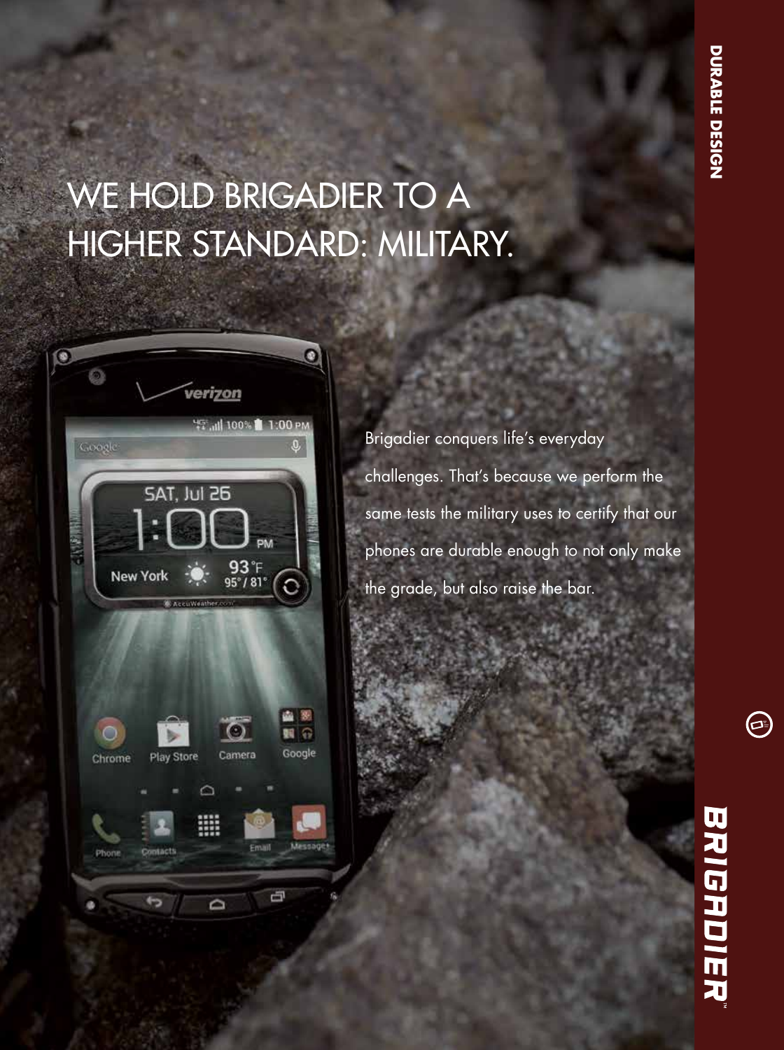# WE HOLD BRIGADIER TO A HIGHER STANDARD: MILITARY.

Brigadier conquers life's everyday challenges. That's because we perform the same tests the military uses to certify that our phones are durable enough to not only make the grade, but also raise the bar.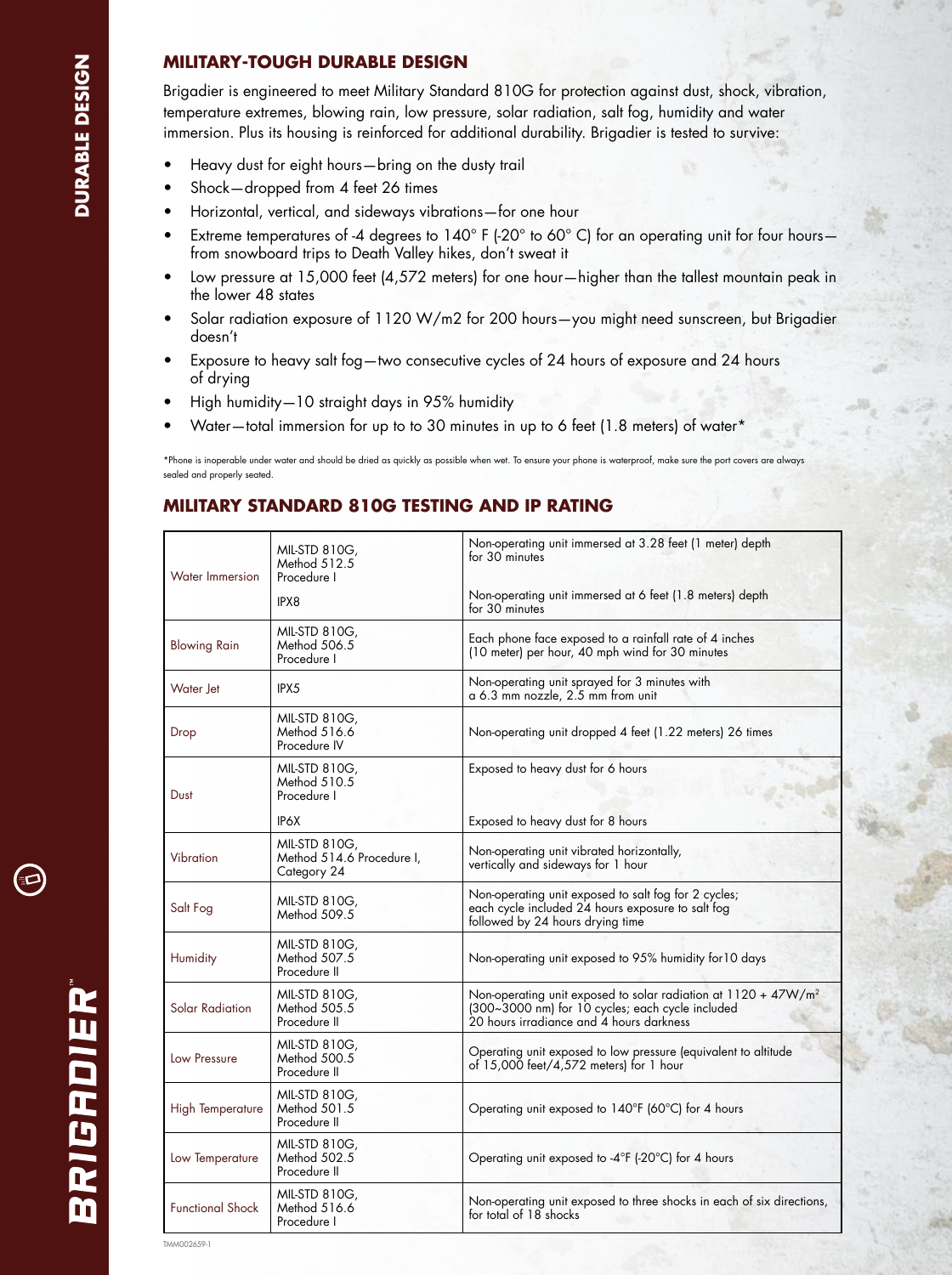## MILITARY-TOUGH DURABLE DESIGN

Brigadier is engineered to meet Military Standard 810G for protection against dust, shock, vibration, temperature extremes, blowing rain, low pressure, solar radiation, salt fog, humidity and water immersion. Plus its housing is reinforced for additional durability. Brigadier is tested to survive:

- Heavy dust for eight hours—bring on the dusty trail
- Shock—dropped from 4 feet 26 times
- Horizontal, vertical, and sideways vibrations—for one hour
- Extreme temperatures of -4 degrees to 140° F (-20° to 60° C) for an operating unit for four hours—from snowboard trips to Death Valley hikes, don't sweat it
- Low pressure at 15,000 feet (4,572 meters) for one hour—higher than the tallest mountain peak in the lower 48 states
- Solar radiation exposure of 1120 W/m2 for 200 hours—you might need sunscreen, but Brigadier doesn't
- Exposure to heavy salt fog—two consecutive cycles of 24 hours of exposure and 24 hours of drying
- High humidity—10 straight days in 95% humidity
- Water—total immersion for up to to 30 minutes in up to 6 feet (1.8 meters) of water*

*Phone is inoperable under water and should be dried as quickly as possible when wet. To ensure your phone is waterproof, make sure the port covers are always sealed and properly seated.

## MILITARY STANDARD 810G TESTING AND IP RATING

| | | |
|---|---|---|
| Water Immersion | MIL-STD 810G, Method 512.5 Procedure I | Non-operating unit immersed at 3.28 feet (1 meter) depth for 30 minutes |
| | IPX8 | Non-operating unit immersed at 6 feet (1.8 meters) depth for 30 minutes |
| Blowing Rain | MIL-STD 810G, Method 506.5 Procedure I | Each phone face exposed to a rainfall rate of 4 inches (10 meter) per hour, 40 mph wind for 30 minutes |
| Water Jet | IPX5 | Non-operating unit sprayed for 3 minutes with a 6.3 mm nozzle, 2.5 mm from unit |
| Drop | MIL-STD 810G, Method 516.6 Procedure IV | Non-operating unit dropped 4 feet (1.22 meters) 26 times |
| Dust | MIL-STD 810G, Method 510.5 Procedure I | Exposed to heavy dust for 6 hours |
| | IP6X | Exposed to heavy dust for 8 hours |
| Vibration | MIL-STD 810G, Method 514.6 Procedure I, Category 24 | Non-operating unit vibrated horizontally, vertically and sideways for 1 hour |
| Salt Fog | MIL-STD 810G, Method 509.5 | Non-operating unit exposed to salt fog for 2 cycles; each cycle included 24 hours exposure to salt fog followed by 24 hours drying time |
| Humidity | MIL-STD 810G, Method 507.5 Procedure II | Non-operating unit exposed to 95% humidity for10 days |
| Solar Radiation | MIL-STD 810G, Method 505.5 Procedure II | Non-operating unit exposed to solar radiation at 1120 + 47W/m$^2$ (300~3000 nm) for 10 cycles; each cycle included 20 hours irradiance and 4 hours darkness |
| Low Pressure | MIL-STD 810G, Method 500.5 Procedure II | Operating unit exposed to low pressure (equivalent to altitude of 15,000 feet/4,572 meters) for 1 hour |
| High Temperature | MIL-STD 810G, Method 501.5 Procedure II | Operating unit exposed to 140°F (60°C) for 4 hours |
| Low Temperature | MIL-STD 810G, Method 502.5 Procedure II | Operating unit exposed to -4°F (-20°C) for 4 hours |
| Functional Shock | MIL-STD 810G, Method 516.6 Procedure I | Non-operating unit exposed to three shocks in each of six directions, for total of 18 shocks |

TMM002659-1